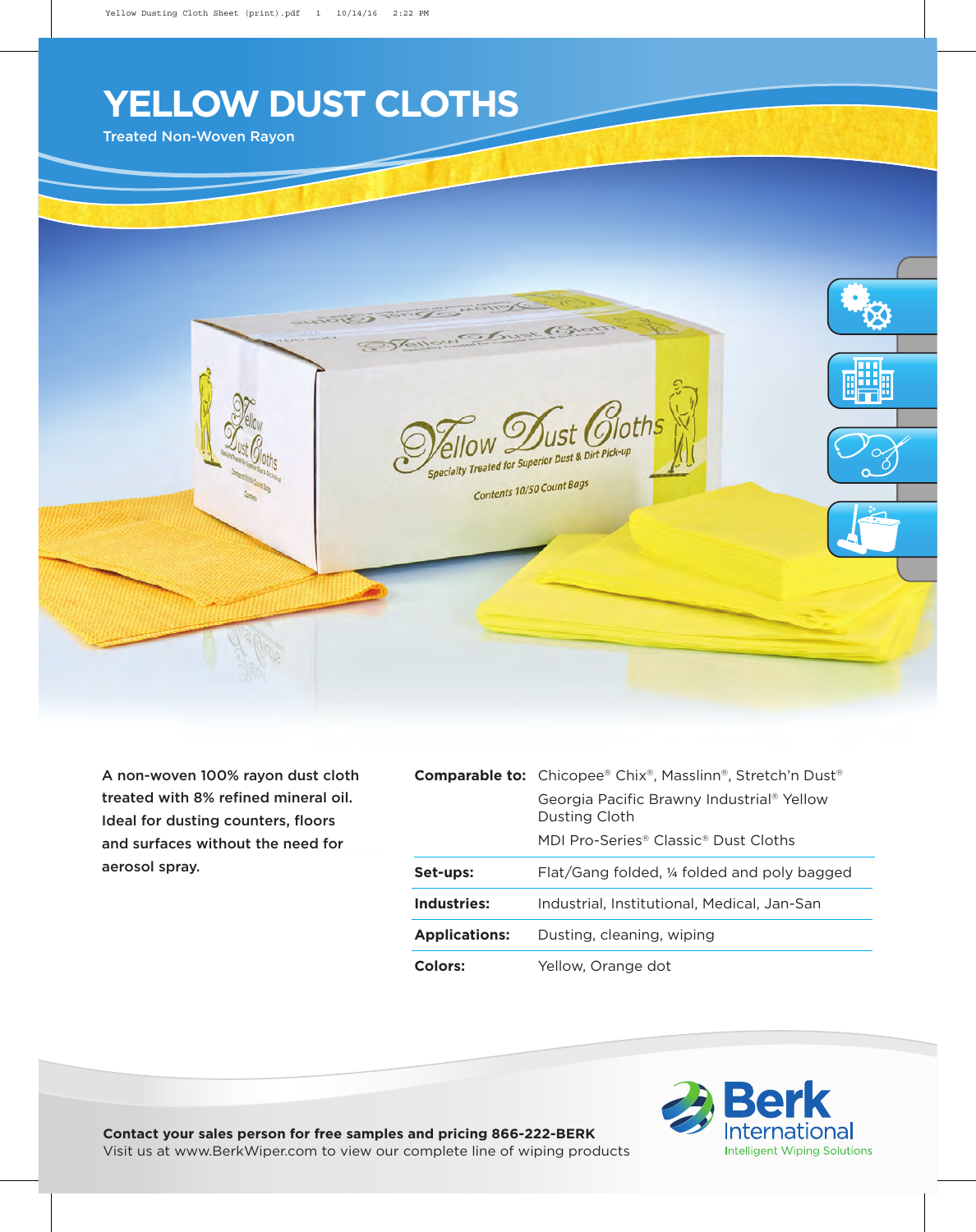# YELLOW DUST CLOTHS

Treated Non-Woven Rayon

**A non-woven 100% rayon dust cloth treated with 8% refined mineral oil. Ideal for dusting counters, floors and surfaces without the need for aerosol spray.**

| | |
|---|---|
| **Comparable to:** | Chicopee® Chix®, Masslinn®, Stretch'n Dust®<br>Georgia Pacific Brawny Industrial® Yellow Dusting Cloth<br>MDI Pro-Series® Classic® Dust Cloths |
| **Set-ups:** | Flat/Gang folded, ¼ folded and poly bagged |
| **Industries:** | Industrial, Institutional, Medical, Jan-San |
| **Applications:** | Dusting, cleaning, wiping |
| **Colors:** | Yellow, Orange dot |

**Contact your sales person for free samples and pricing 866-222-BERK**
Visit us at www.BerkWiper.com to view our complete line of wiping products

Berk International
Intelligent Wiping Solutions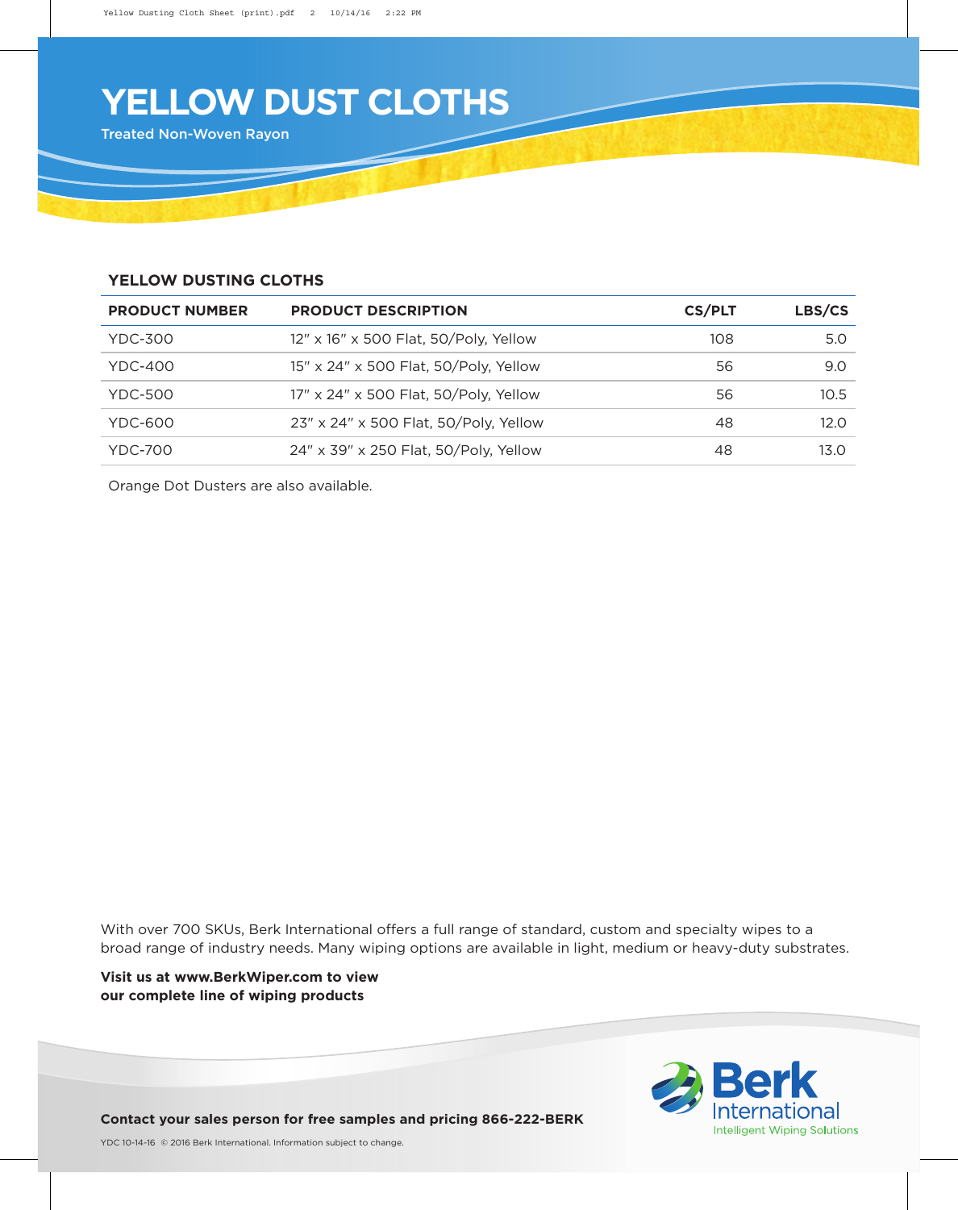# YELLOW DUST CLOTHS

Treated Non-Woven Rayon

### YELLOW DUSTING CLOTHS

| PRODUCT NUMBER | PRODUCT DESCRIPTION | CS/PLT | LBS/CS |
|---|---|---|---|
| YDC-300 | 12″ x 16″ x 500 Flat, 50/Poly, Yellow | 108 | 5.0 |
| YDC-400 | 15″ x 24″ x 500 Flat, 50/Poly, Yellow | 56 | 9.0 |
| YDC-500 | 17″ x 24″ x 500 Flat, 50/Poly, Yellow | 56 | 10.5 |
| YDC-600 | 23″ x 24″ x 500 Flat, 50/Poly, Yellow | 48 | 12.0 |
| YDC-700 | 24″ x 39″ x 250 Flat, 50/Poly, Yellow | 48 | 13.0 |

Orange Dot Dusters are also available.

With over 700 SKUs, Berk International offers a full range of standard, custom and specialty wipes to a broad range of industry needs. Many wiping options are available in light, medium or heavy-duty substrates.

**Visit us at www.BerkWiper.com to view our complete line of wiping products**

**Contact your sales person for free samples and pricing 866-222-BERK**

Berk International
Intelligent Wiping Solutions

YDC 10-14-16 © 2016 Berk International. Information subject to change.